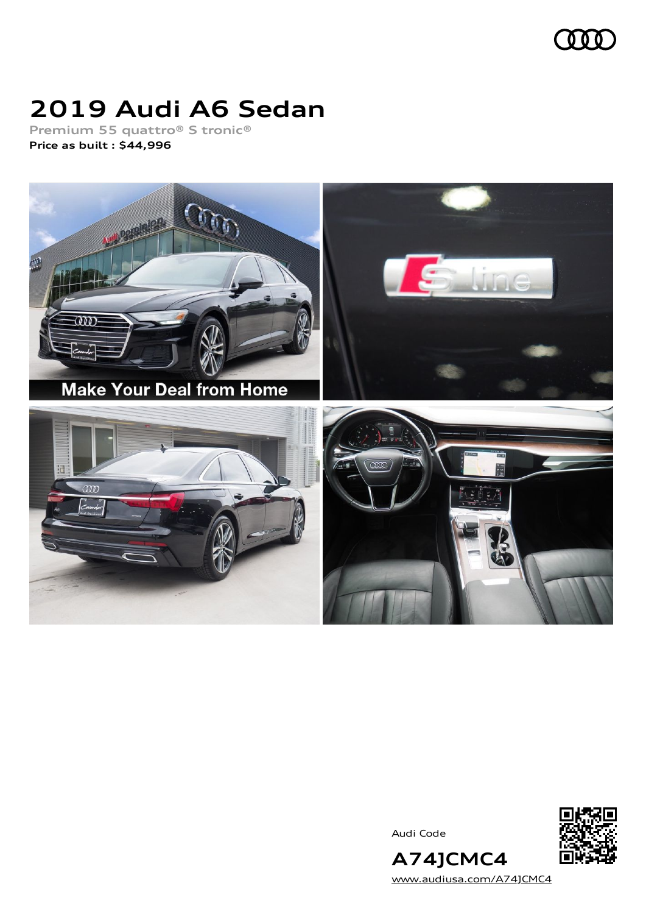# 2019 Audi A6 Sedan

**Premium 55 quattro® S tronic®**

**Price as built : $44,996**

Audi Code

**A74JCMC4**

www.audiusa.com/A74JCMC4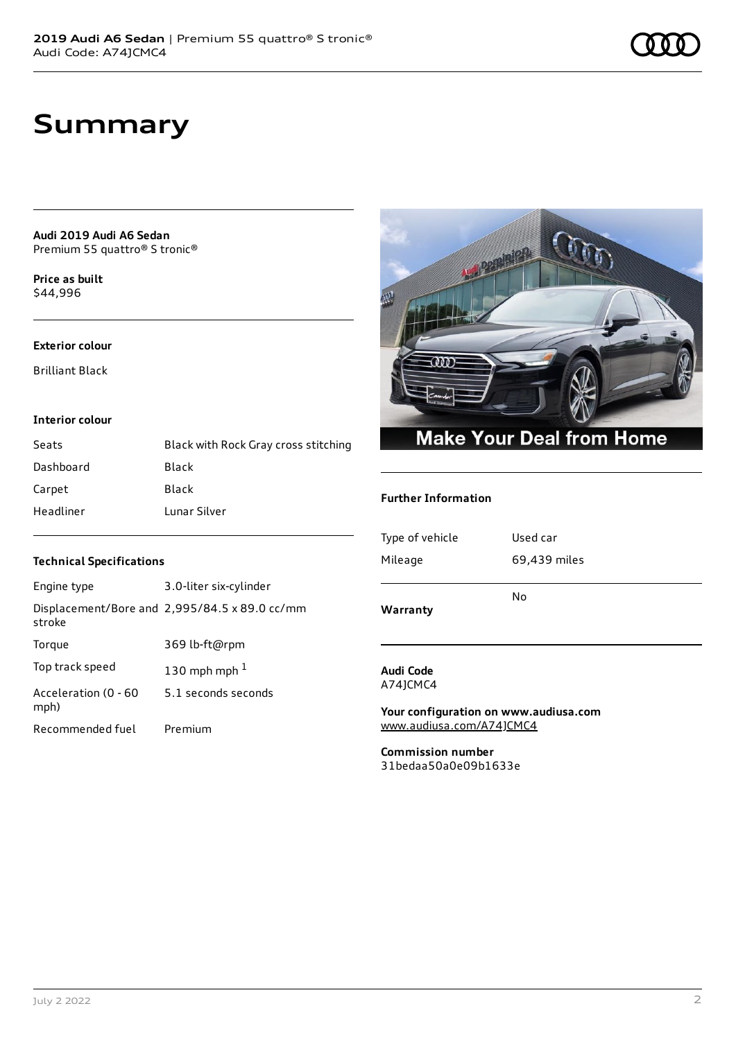# Summary

**Audi 2019 Audi A6 Sedan**
Premium 55 quattro® S tronic®

**Price as built**
$44,996

**Exterior colour**

Brilliant Black

**Interior colour**

| | |
|---|---|
| Seats | Black with Rock Gray cross stitching |
| Dashboard | Black |
| Carpet | Black |
| Headliner | Lunar Silver |

**Technical Specifications**

| | |
|---|---|
| Engine type | 3.0-liter six-cylinder |
| Displacement/Bore and stroke | 2,995/84.5 x 89.0 cc/mm |
| Torque | 369 lb-ft@rpm |
| Top track speed | 130 mph mph [1] |
| Acceleration (0 - 60 mph) | 5.1 seconds seconds |
| Recommended fuel | Premium |

Make Your Deal from Home

**Further Information**

| | |
|---|---|
| Type of vehicle | Used car |
| Mileage | 69,439 miles |
| **Warranty** | No |

**Audi Code**
A74JCMC4

**Your configuration on www.audiusa.com**
www.audiusa.com/A74JCMC4

**Commission number**
31bedaa50a0e09b1633e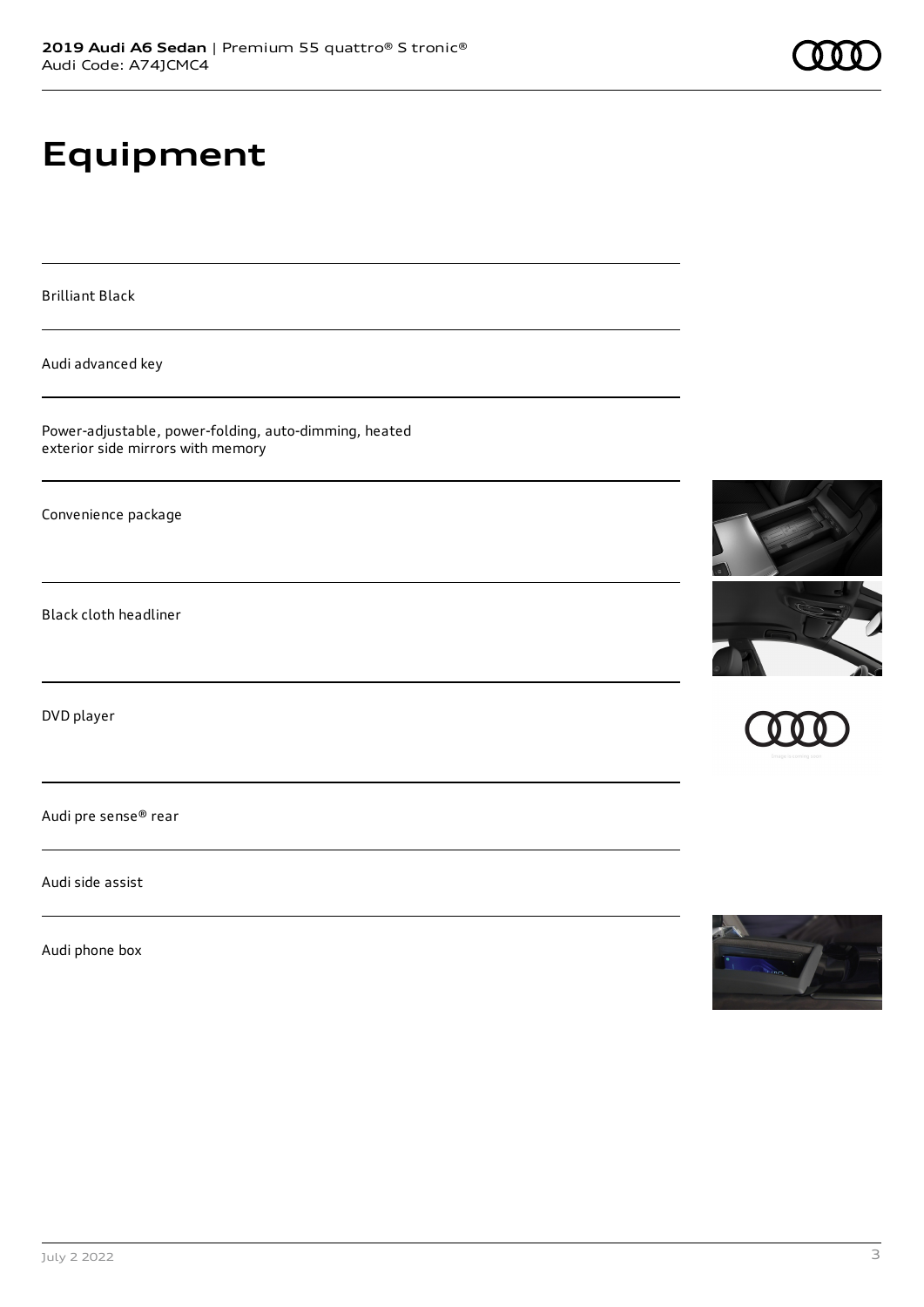# Equipment

Brilliant Black

Audi advanced key

Power-adjustable, power-folding, auto-dimming, heated exterior side mirrors with memory

Convenience package

Black cloth headliner

DVD player

Audi pre sense® rear

Audi side assist

Audi phone box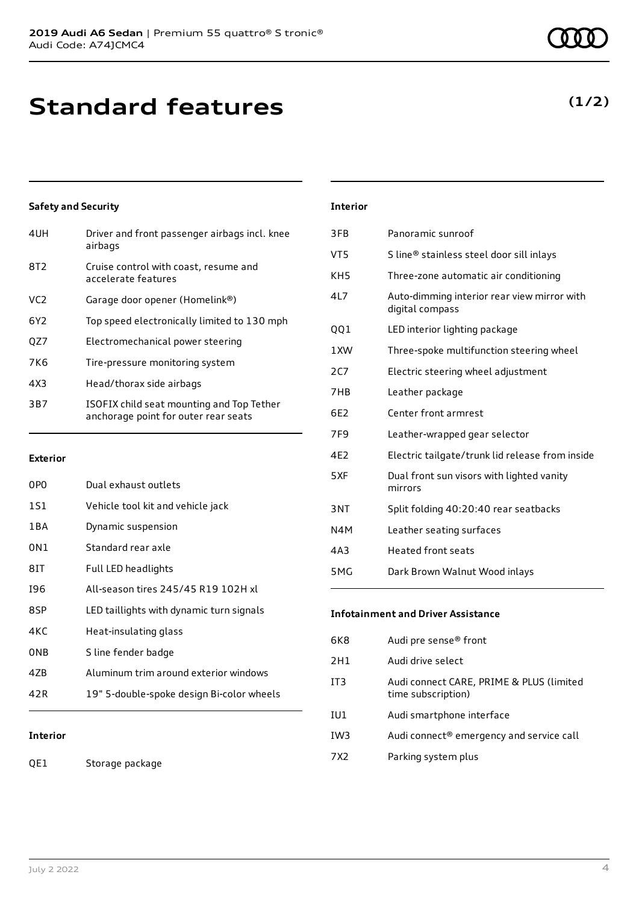# Standard features

**(1/2)**

### Safety and Security

| | |
|---|---|
| 4UH | Driver and front passenger airbags incl. knee airbags |
| 8T2 | Cruise control with coast, resume and accelerate features |
| VC2 | Garage door opener (Homelink®) |
| 6Y2 | Top speed electronically limited to 130 mph |
| QZ7 | Electromechanical power steering |
| 7K6 | Tire-pressure monitoring system |
| 4X3 | Head/thorax side airbags |
| 3B7 | ISOFIX child seat mounting and Top Tether anchorage point for outer rear seats |

### Exterior

| | |
|---|---|
| 0P0 | Dual exhaust outlets |
| 1S1 | Vehicle tool kit and vehicle jack |
| 1BA | Dynamic suspension |
| 0N1 | Standard rear axle |
| 8IT | Full LED headlights |
| I96 | All-season tires 245/45 R19 102H xl |
| 8SP | LED taillights with dynamic turn signals |
| 4KC | Heat-insulating glass |
| 0NB | S line fender badge |
| 4ZB | Aluminum trim around exterior windows |
| 42R | 19" 5-double-spoke design Bi-color wheels |

### Interior

| | |
|---|---|
| QE1 | Storage package |
| 3FB | Panoramic sunroof |
| VT5 | S line® stainless steel door sill inlays |
| KH5 | Three-zone automatic air conditioning |
| 4L7 | Auto-dimming interior rear view mirror with digital compass |
| QQ1 | LED interior lighting package |
| 1XW | Three-spoke multifunction steering wheel |
| 2C7 | Electric steering wheel adjustment |
| 7HB | Leather package |
| 6E2 | Center front armrest |
| 7F9 | Leather-wrapped gear selector |
| 4E2 | Electric tailgate/trunk lid release from inside |
| 5XF | Dual front sun visors with lighted vanity mirrors |
| 3NT | Split folding 40:20:40 rear seatbacks |
| N4M | Leather seating surfaces |
| 4A3 | Heated front seats |
| 5MG | Dark Brown Walnut Wood inlays |

### Infotainment and Driver Assistance

| | |
|---|---|
| 6K8 | Audi pre sense® front |
| 2H1 | Audi drive select |
| IT3 | Audi connect CARE, PRIME & PLUS (limited time subscription) |
| IU1 | Audi smartphone interface |
| IW3 | Audi connect® emergency and service call |
| 7X2 | Parking system plus |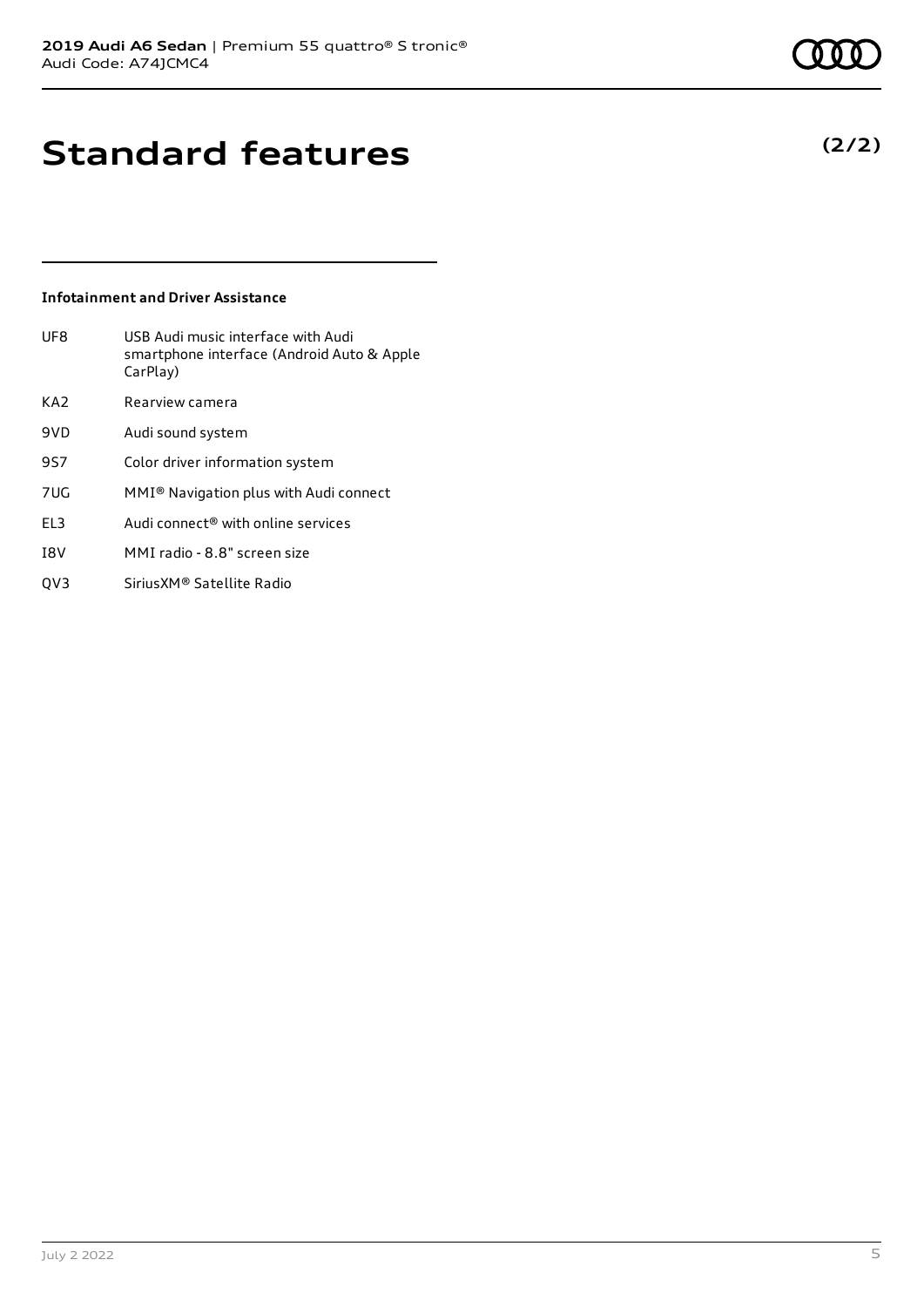# Standard features

**(2/2)**

### Infotainment and Driver Assistance

| | |
|---|---|
| UF8 | USB Audi music interface with Audi smartphone interface (Android Auto & Apple CarPlay) |
| KA2 | Rearview camera |
| 9VD | Audi sound system |
| 9S7 | Color driver information system |
| 7UG | MMI® Navigation plus with Audi connect |
| EL3 | Audi connect® with online services |
| I8V | MMI radio - 8.8" screen size |
| QV3 | SiriusXM® Satellite Radio |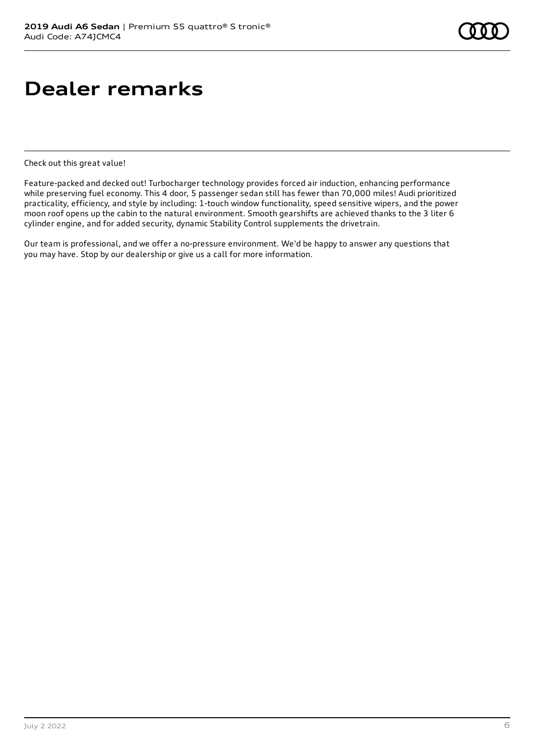# Dealer remarks

Check out this great value!

Feature-packed and decked out! Turbocharger technology provides forced air induction, enhancing performance while preserving fuel economy. This 4 door, 5 passenger sedan still has fewer than 70,000 miles! Audi prioritized practicality, efficiency, and style by including: 1-touch window functionality, speed sensitive wipers, and the power moon roof opens up the cabin to the natural environment. Smooth gearshifts are achieved thanks to the 3 liter 6 cylinder engine, and for added security, dynamic Stability Control supplements the drivetrain.

Our team is professional, and we offer a no-pressure environment. We'd be happy to answer any questions that you may have. Stop by our dealership or give us a call for more information.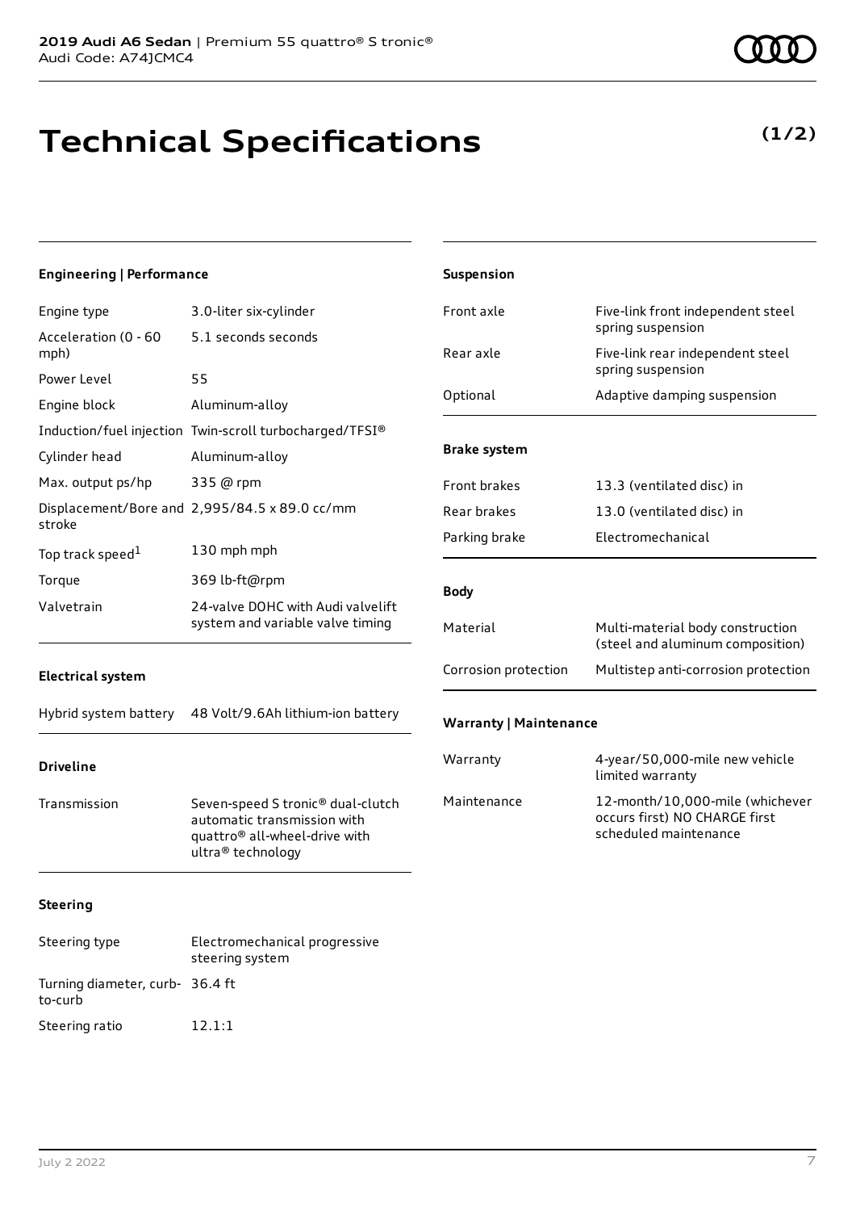# Technical Specifications

**(1/2)**

### Engineering | Performance

| | |
|---|---|
| Engine type | 3.0-liter six-cylinder |
| Acceleration (0 - 60 mph) | 5.1 seconds seconds |
| Power Level | 55 |
| Engine block | Aluminum-alloy |
| Induction/fuel injection | Twin-scroll turbocharged/TFSI® |
| Cylinder head | Aluminum-alloy |
| Max. output ps/hp | 335 @ rpm |
| Displacement/Bore and stroke | 2,995/84.5 x 89.0 cc/mm |
| Top track speed[1] | 130 mph mph |
| Torque | 369 lb-ft@rpm |
| Valvetrain | 24-valve DOHC with Audi valvelift system and variable valve timing |

### Electrical system

| | |
|---|---|
| Hybrid system battery | 48 Volt/9.6Ah lithium-ion battery |

### Driveline

| | |
|---|---|
| Transmission | Seven-speed S tronic® dual-clutch automatic transmission with quattro® all-wheel-drive with ultra® technology |

### Steering

| | |
|---|---|
| Steering type | Electromechanical progressive steering system |
| Turning diameter, curb-to-curb | 36.4 ft |
| Steering ratio | 12.1:1 |

### Suspension

| | |
|---|---|
| Front axle | Five-link front independent steel spring suspension |
| Rear axle | Five-link rear independent steel spring suspension |
| Optional | Adaptive damping suspension |

### Brake system

| | |
|---|---|
| Front brakes | 13.3 (ventilated disc) in |
| Rear brakes | 13.0 (ventilated disc) in |
| Parking brake | Electromechanical |

### Body

| | |
|---|---|
| Material | Multi-material body construction (steel and aluminum composition) |
| Corrosion protection | Multistep anti-corrosion protection |

### Warranty | Maintenance

| | |
|---|---|
| Warranty | 4-year/50,000-mile new vehicle limited warranty |
| Maintenance | 12-month/10,000-mile (whichever occurs first) NO CHARGE first scheduled maintenance |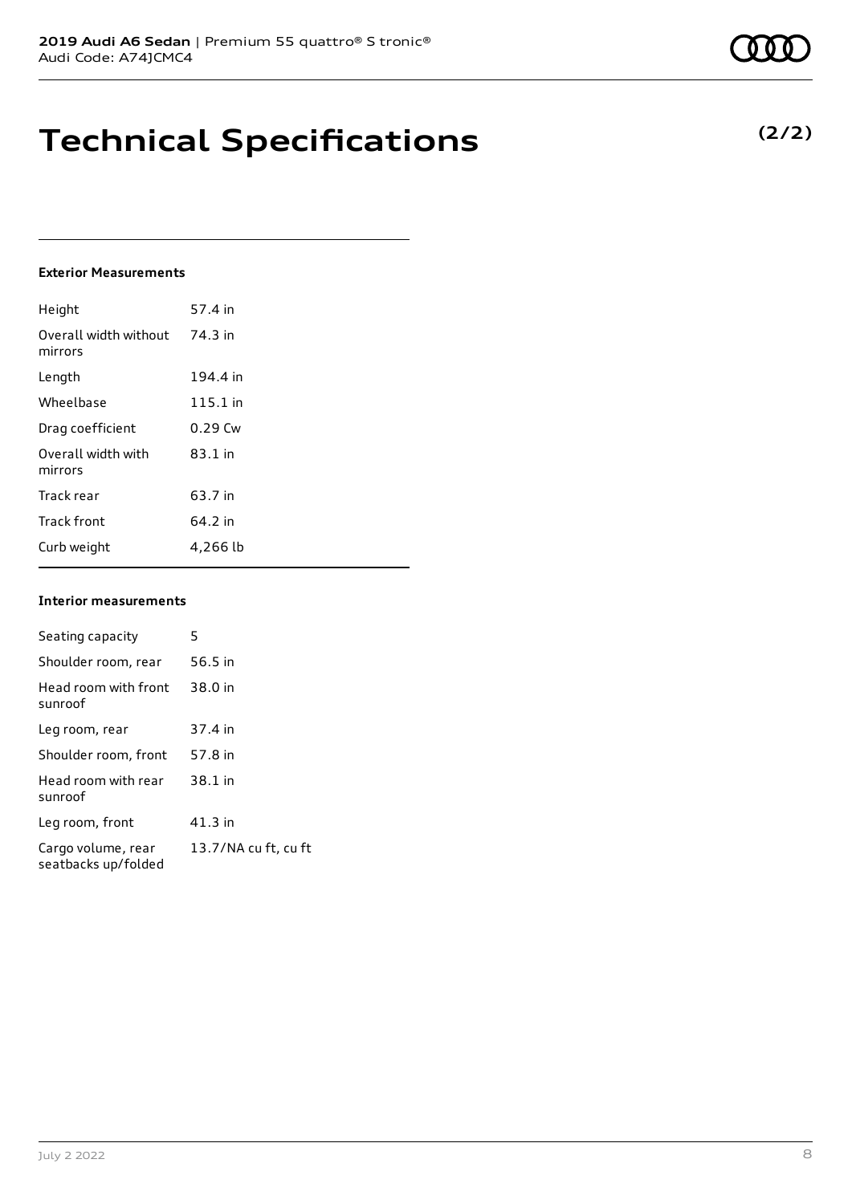# Technical Specifications

**(2/2)**

### Exterior Measurements

| | |
|---|---|
| Height | 57.4 in |
| Overall width without mirrors | 74.3 in |
| Length | 194.4 in |
| Wheelbase | 115.1 in |
| Drag coefficient | 0.29 Cw |
| Overall width with mirrors | 83.1 in |
| Track rear | 63.7 in |
| Track front | 64.2 in |
| Curb weight | 4,266 lb |

### Interior measurements

| | |
|---|---|
| Seating capacity | 5 |
| Shoulder room, rear | 56.5 in |
| Head room with front sunroof | 38.0 in |
| Leg room, rear | 37.4 in |
| Shoulder room, front | 57.8 in |
| Head room with rear sunroof | 38.1 in |
| Leg room, front | 41.3 in |
| Cargo volume, rear seatbacks up/folded | 13.7/NA cu ft, cu ft |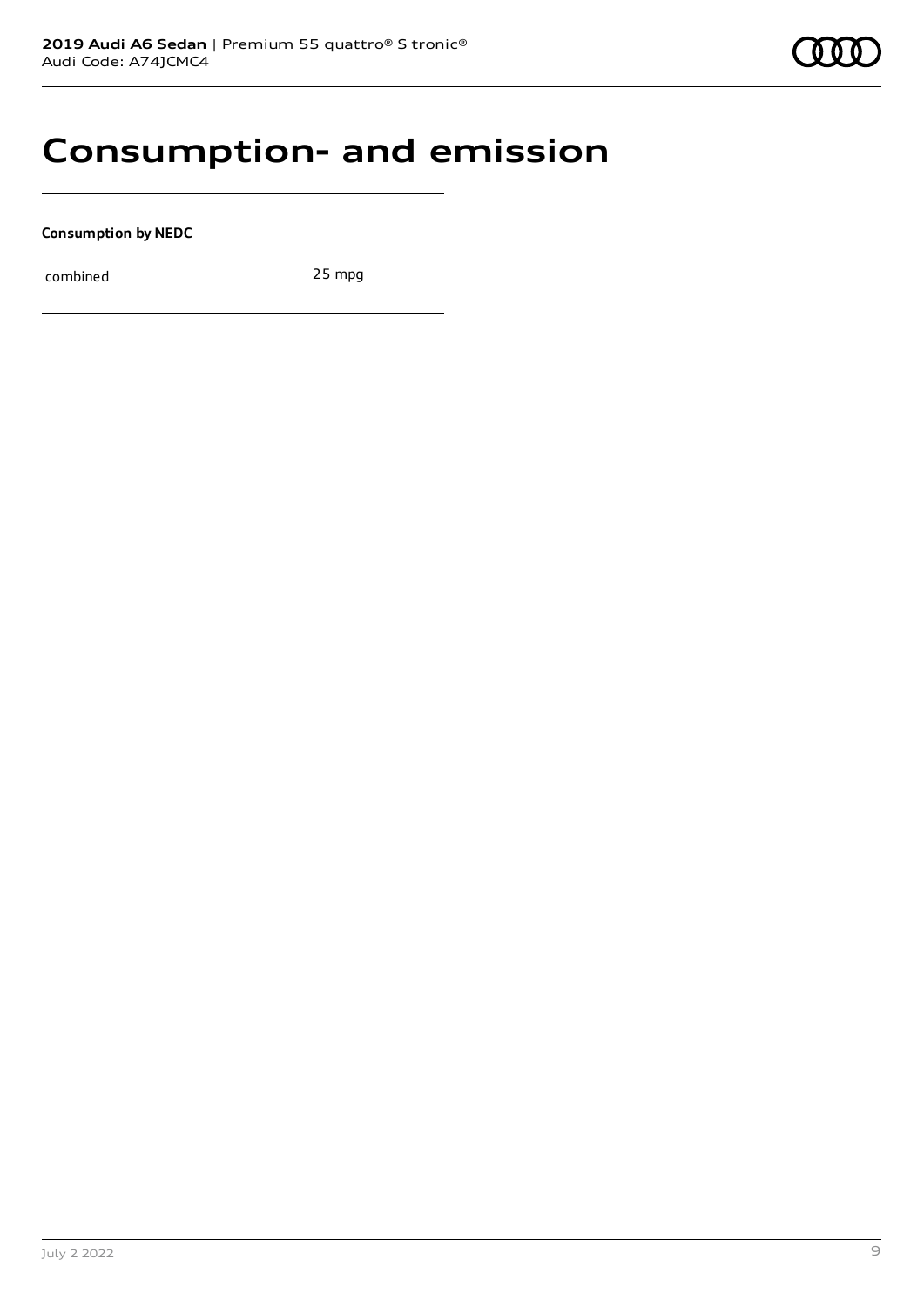# Consumption- and emission

**Consumption by NEDC**

| | |
|---|---|
| combined | 25 mpg |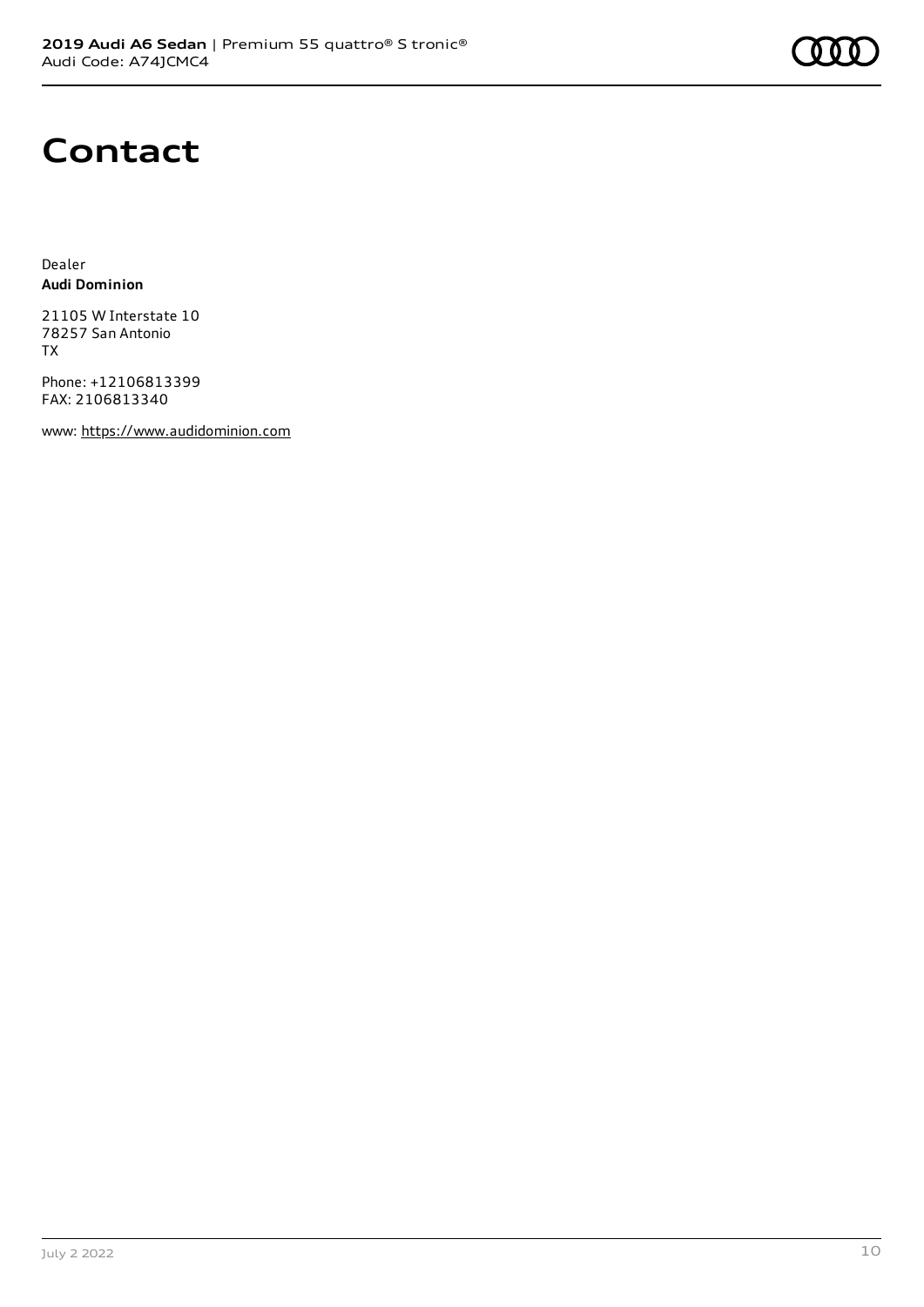# Contact

Dealer
**Audi Dominion**

21105 W Interstate 10
78257 San Antonio
TX

Phone: +12106813399
FAX: 2106813340

www: https://www.audidominion.com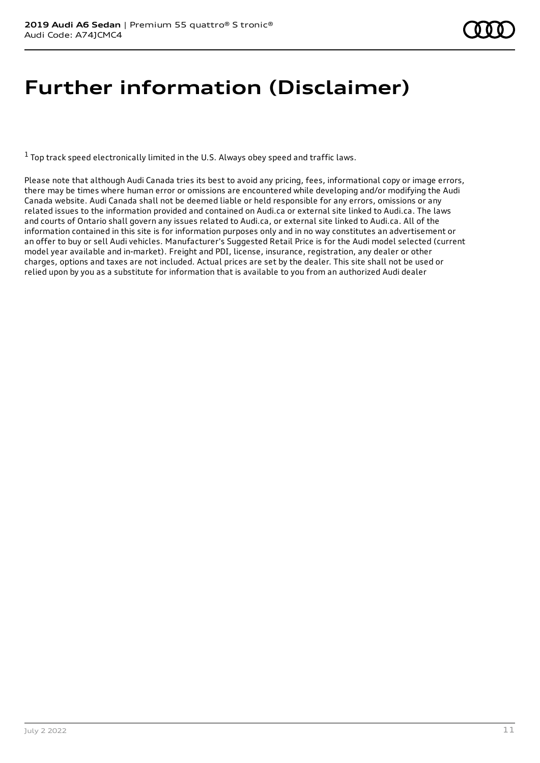# Further information (Disclaimer)

[1] Top track speed electronically limited in the U.S. Always obey speed and traffic laws.

Please note that although Audi Canada tries its best to avoid any pricing, fees, informational copy or image errors, there may be times where human error or omissions are encountered while developing and/or modifying the Audi Canada website. Audi Canada shall not be deemed liable or held responsible for any errors, omissions or any related issues to the information provided and contained on Audi.ca or external site linked to Audi.ca. The laws and courts of Ontario shall govern any issues related to Audi.ca, or external site linked to Audi.ca. All of the information contained in this site is for information purposes only and in no way constitutes an advertisement or an offer to buy or sell Audi vehicles. Manufacturer's Suggested Retail Price is for the Audi model selected (current model year available and in-market). Freight and PDI, license, insurance, registration, any dealer or other charges, options and taxes are not included. Actual prices are set by the dealer. This site shall not be used or relied upon by you as a substitute for information that is available to you from an authorized Audi dealer